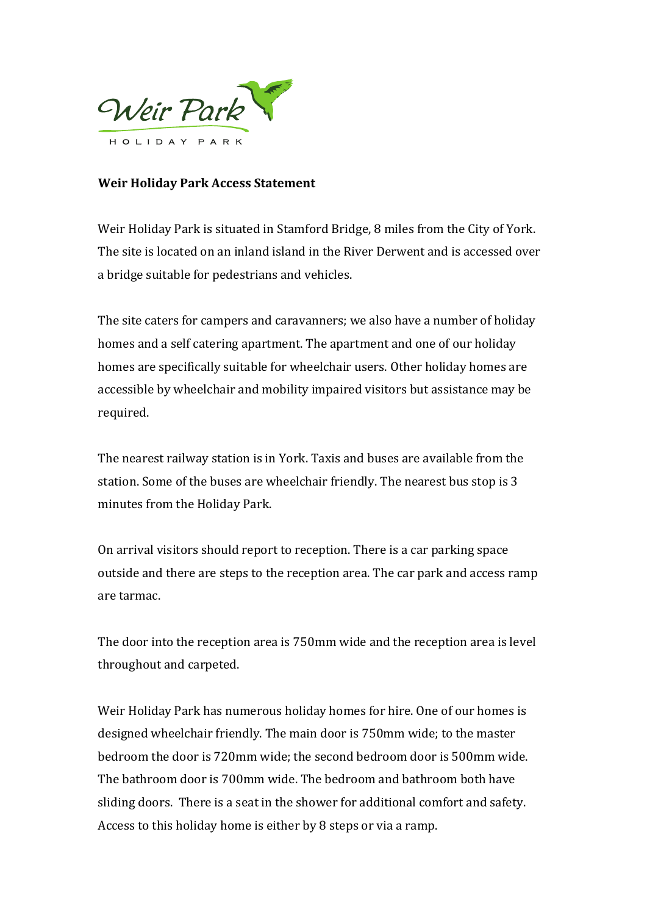Weir Park

HOLIDAY PARK

**Weir Holiday Park Access Statement**

Weir Holiday Park is situated in Stamford Bridge, 8 miles from the City of York. The site is located on an inland island in the River Derwent and is accessed over a bridge suitable for pedestrians and vehicles.

The site caters for campers and caravanners; we also have a number of holiday homes and a self catering apartment. The apartment and one of our holiday homes are specifically suitable for wheelchair users. Other holiday homes are accessible by wheelchair and mobility impaired visitors but assistance may be required.

The nearest railway station is in York. Taxis and buses are available from the station. Some of the buses are wheelchair friendly. The nearest bus stop is 3 minutes from the Holiday Park.

On arrival visitors should report to reception. There is a car parking space outside and there are steps to the reception area. The car park and access ramp are tarmac.

The door into the reception area is 750mm wide and the reception area is level throughout and carpeted.

Weir Holiday Park has numerous holiday homes for hire. One of our homes is designed wheelchair friendly. The main door is 750mm wide; to the master bedroom the door is 720mm wide; the second bedroom door is 500mm wide. The bathroom door is 700mm wide. The bedroom and bathroom both have sliding doors. There is a seat in the shower for additional comfort and safety. Access to this holiday home is either by 8 steps or via a ramp.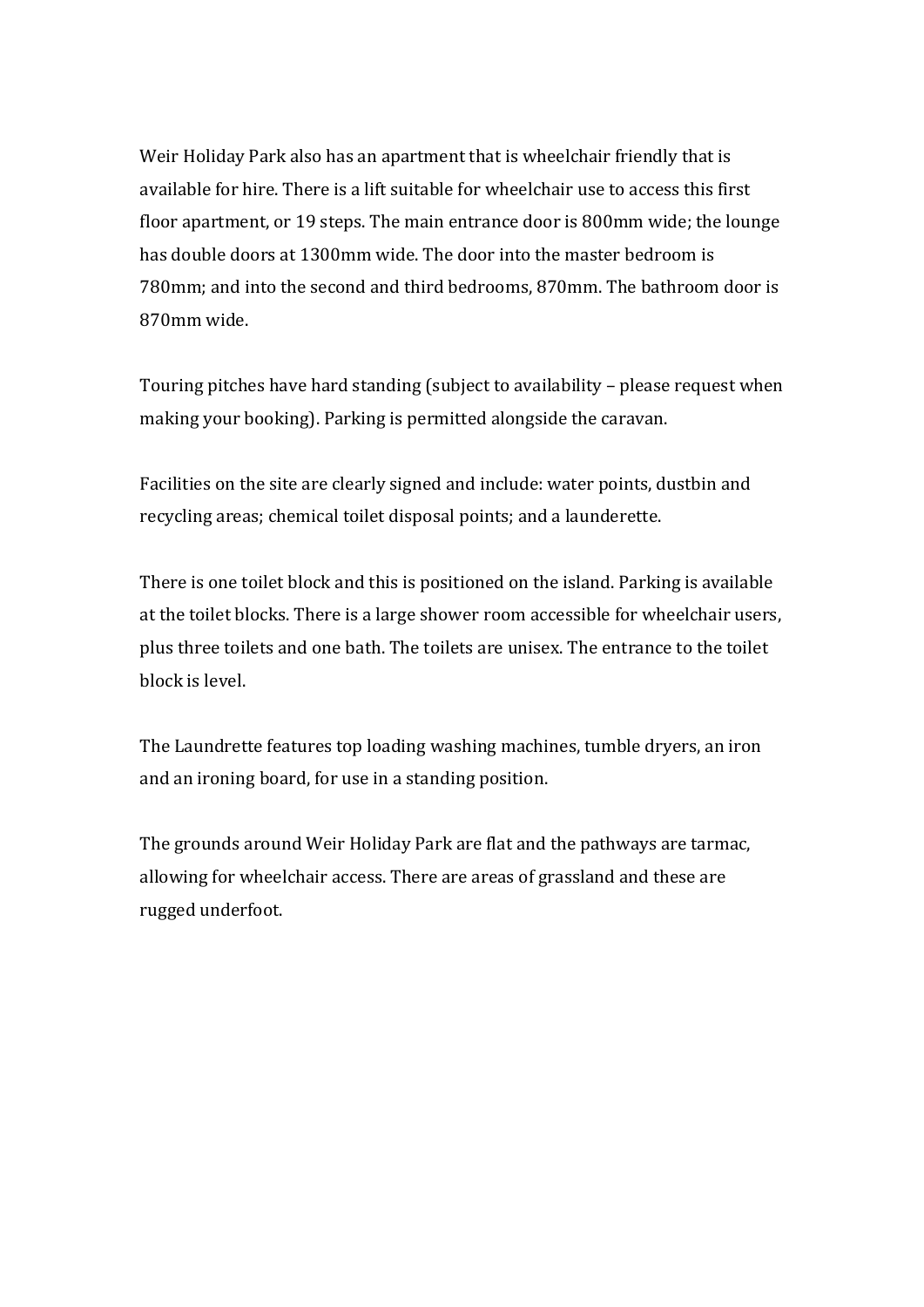Weir Holiday Park also has an apartment that is wheelchair friendly that is available for hire. There is a lift suitable for wheelchair use to access this first floor apartment, or 19 steps. The main entrance door is 800mm wide; the lounge has double doors at 1300mm wide. The door into the master bedroom is 780mm; and into the second and third bedrooms, 870mm. The bathroom door is 870mm wide.

Touring pitches have hard standing (subject to availability – please request when making your booking). Parking is permitted alongside the caravan.

Facilities on the site are clearly signed and include: water points, dustbin and recycling areas; chemical toilet disposal points; and a launderette.

There is one toilet block and this is positioned on the island. Parking is available at the toilet blocks. There is a large shower room accessible for wheelchair users, plus three toilets and one bath. The toilets are unisex. The entrance to the toilet block is level.

The Laundrette features top loading washing machines, tumble dryers, an iron and an ironing board, for use in a standing position.

The grounds around Weir Holiday Park are flat and the pathways are tarmac, allowing for wheelchair access. There are areas of grassland and these are rugged underfoot.